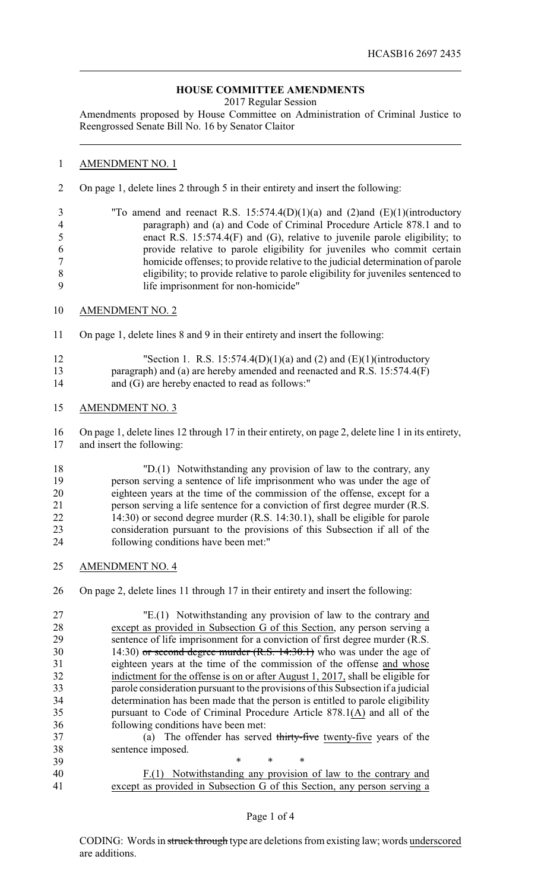HCASB16 2697 2435

## HOUSE COMMITTEE AMENDMENTS

2017 Regular Session

Amendments proposed by House Committee on Administration of Criminal Justice to Reengrossed Senate Bill No. 16 by Senator Claitor

AMENDMENT NO. 1

On page 1, delete lines 2 through 5 in their entirety and insert the following:

"To amend and reenact R.S. 15:574.4(D)(1)(a) and (2)and (E)(1)(introductory paragraph) and (a) and Code of Criminal Procedure Article 878.1 and to enact R.S. 15:574.4(F) and (G), relative to juvenile parole eligibility; to provide relative to parole eligibility for juveniles who commit certain homicide offenses; to provide relative to the judicial determination of parole eligibility; to provide relative to parole eligibility for juveniles sentenced to life imprisonment for non-homicide"

AMENDMENT NO. 2

On page 1, delete lines 8 and 9 in their entirety and insert the following:

"Section 1. R.S. 15:574.4(D)(1)(a) and (2) and (E)(1)(introductory paragraph) and (a) are hereby amended and reenacted and R.S. 15:574.4(F) and (G) are hereby enacted to read as follows:"

AMENDMENT NO. 3

On page 1, delete lines 12 through 17 in their entirety, on page 2, delete line 1 in its entirety, and insert the following:

"D.(1) Notwithstanding any provision of law to the contrary, any person serving a sentence of life imprisonment who was under the age of eighteen years at the time of the commission of the offense, except for a person serving a life sentence for a conviction of first degree murder (R.S. 14:30) or second degree murder (R.S. 14:30.1), shall be eligible for parole consideration pursuant to the provisions of this Subsection if all of the following conditions have been met:"

AMENDMENT NO. 4

On page 2, delete lines 11 through 17 in their entirety and insert the following:

"E.(1) Notwithstanding any provision of law to the contrary <u>and except as provided in Subsection G of this Section</u>, any person serving a sentence of life imprisonment for a conviction of first degree murder (R.S. 14:30) ~~or second degree murder (R.S. 14:30.1)~~ who was under the age of eighteen years at the time of the commission of the offense <u>and whose indictment for the offense is on or after August 1, 2017,</u> shall be eligible for parole consideration pursuant to the provisions of this Subsection if a judicial determination has been made that the person is entitled to parole eligibility pursuant to Code of Criminal Procedure Article 878.1<u>(A)</u> and all of the following conditions have been met:

(a) The offender has served ~~thirty-five~~ <u>twenty-five</u> years of the sentence imposed.

\* \* \*

<u>F.(1) Notwithstanding any provision of law to the contrary and except as provided in Subsection G of this Section, any person serving a</u>

CODING: Words in ~~struck through~~ type are deletions from existing law; words <u>underscored</u> are additions.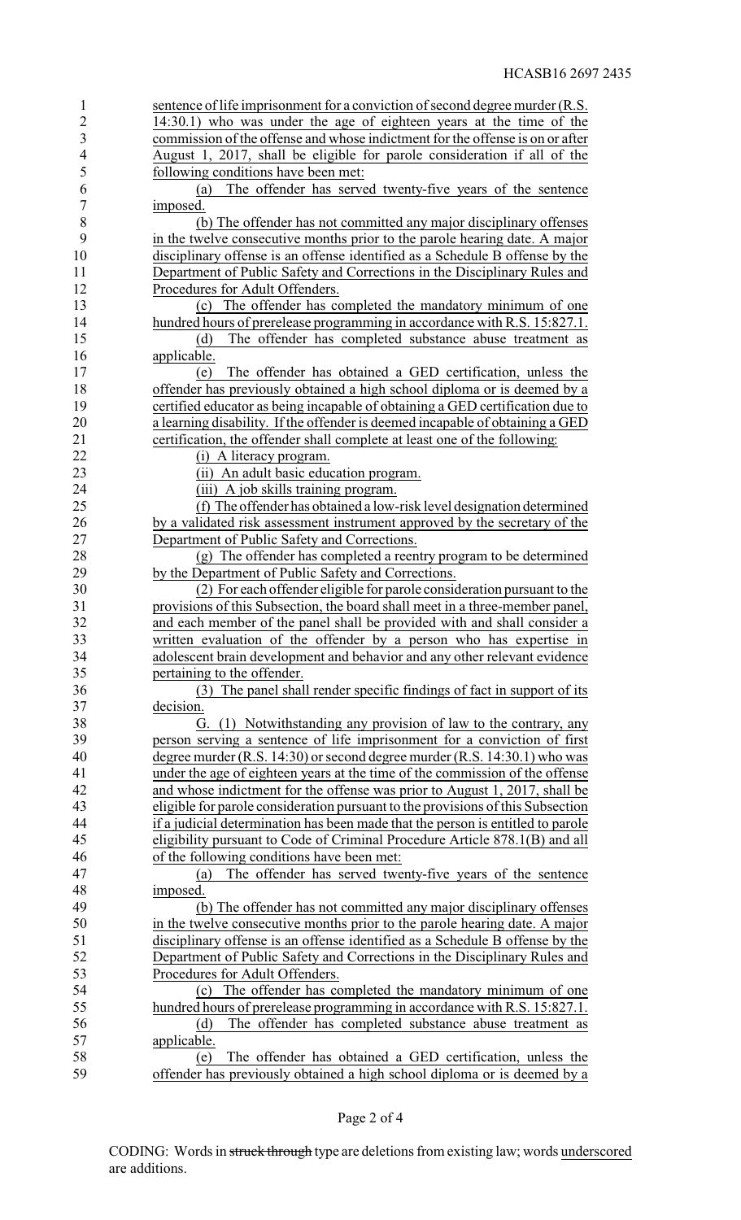sentence of life imprisonment for a conviction of second degree murder (R.S. 14:30.1) who was under the age of eighteen years at the time of the commission of the offense and whose indictment for the offense is on or after August 1, 2017, shall be eligible for parole consideration if all of the following conditions have been met:

(a) The offender has served twenty-five years of the sentence imposed.

(b) The offender has not committed any major disciplinary offenses in the twelve consecutive months prior to the parole hearing date. A major disciplinary offense is an offense identified as a Schedule B offense by the Department of Public Safety and Corrections in the Disciplinary Rules and Procedures for Adult Offenders.

(c) The offender has completed the mandatory minimum of one hundred hours of prerelease programming in accordance with R.S. 15:827.1.

(d) The offender has completed substance abuse treatment as applicable.

(e) The offender has obtained a GED certification, unless the offender has previously obtained a high school diploma or is deemed by a certified educator as being incapable of obtaining a GED certification due to a learning disability. If the offender is deemed incapable of obtaining a GED certification, the offender shall complete at least one of the following:

(i) A literacy program.

(ii) An adult basic education program.

(iii) A job skills training program.

(f) The offender has obtained a low-risk level designation determined by a validated risk assessment instrument approved by the secretary of the Department of Public Safety and Corrections.

(g) The offender has completed a reentry program to be determined by the Department of Public Safety and Corrections.

(2) For each offender eligible for parole consideration pursuant to the provisions of this Subsection, the board shall meet in a three-member panel, and each member of the panel shall be provided with and shall consider a written evaluation of the offender by a person who has expertise in adolescent brain development and behavior and any other relevant evidence pertaining to the offender.

(3) The panel shall render specific findings of fact in support of its decision.

G. (1) Notwithstanding any provision of law to the contrary, any person serving a sentence of life imprisonment for a conviction of first degree murder (R.S. 14:30) or second degree murder (R.S. 14:30.1) who was under the age of eighteen years at the time of the commission of the offense and whose indictment for the offense was prior to August 1, 2017, shall be eligible for parole consideration pursuant to the provisions of this Subsection if a judicial determination has been made that the person is entitled to parole eligibility pursuant to Code of Criminal Procedure Article 878.1(B) and all of the following conditions have been met:

(a) The offender has served twenty-five years of the sentence imposed.

(b) The offender has not committed any major disciplinary offenses in the twelve consecutive months prior to the parole hearing date. A major disciplinary offense is an offense identified as a Schedule B offense by the Department of Public Safety and Corrections in the Disciplinary Rules and Procedures for Adult Offenders.

(c) The offender has completed the mandatory minimum of one hundred hours of prerelease programming in accordance with R.S. 15:827.1.

(d) The offender has completed substance abuse treatment as applicable.

(e) The offender has obtained a GED certification, unless the offender has previously obtained a high school diploma or is deemed by a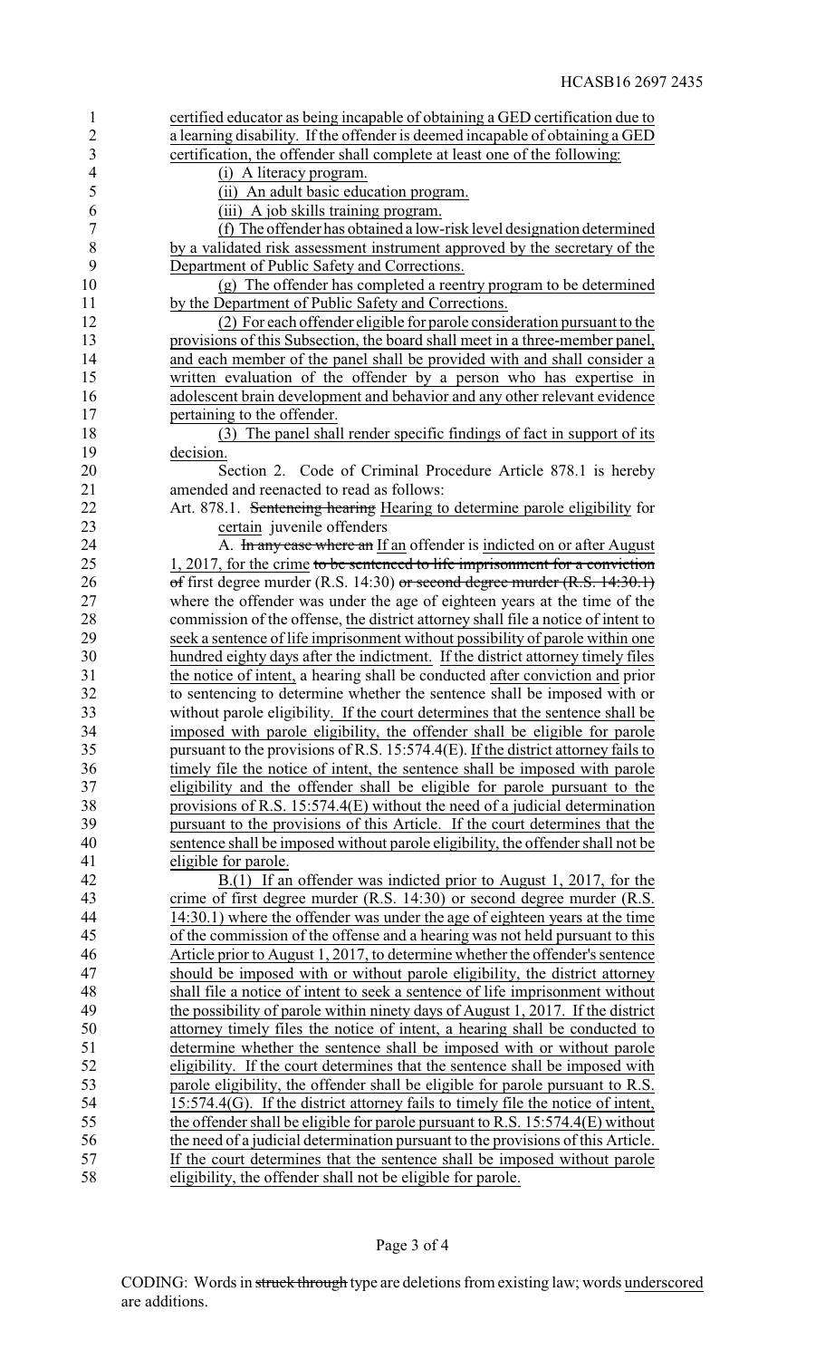certified educator as being incapable of obtaining a GED certification due to a learning disability. If the offender is deemed incapable of obtaining a GED certification, the offender shall complete at least one of the following:

(i) A literacy program.

(ii) An adult basic education program.

(iii) A job skills training program.

(f) The offender has obtained a low-risk level designation determined by a validated risk assessment instrument approved by the secretary of the Department of Public Safety and Corrections.

(g) The offender has completed a reentry program to be determined by the Department of Public Safety and Corrections.

(2) For each offender eligible for parole consideration pursuant to the provisions of this Subsection, the board shall meet in a three-member panel, and each member of the panel shall be provided with and shall consider a written evaluation of the offender by a person who has expertise in adolescent brain development and behavior and any other relevant evidence pertaining to the offender.

(3) The panel shall render specific findings of fact in support of its decision.

Section 2. Code of Criminal Procedure Article 878.1 is hereby amended and reenacted to read as follows:

Art. 878.1. ~~Sentencing hearing~~ Hearing to determine parole eligibility for certain juvenile offenders

A. ~~In any case where an~~ If an offender is indicted on or after August 1, 2017, for the crime ~~to be sentenced to life imprisonment for a conviction of~~ first degree murder (R.S. 14:30) ~~or second degree murder (R.S. 14:30.1)~~ where the offender was under the age of eighteen years at the time of the commission of the offense, the district attorney shall file a notice of intent to seek a sentence of life imprisonment without possibility of parole within one hundred eighty days after the indictment. If the district attorney timely files the notice of intent, a hearing shall be conducted after conviction and prior to sentencing to determine whether the sentence shall be imposed with or without parole eligibility. If the court determines that the sentence shall be imposed with parole eligibility, the offender shall be eligible for parole pursuant to the provisions of R.S. 15:574.4(E). If the district attorney fails to timely file the notice of intent, the sentence shall be imposed with parole eligibility and the offender shall be eligible for parole pursuant to the provisions of R.S. 15:574.4(E) without the need of a judicial determination pursuant to the provisions of this Article. If the court determines that the sentence shall be imposed without parole eligibility, the offender shall not be eligible for parole.

B.(1) If an offender was indicted prior to August 1, 2017, for the crime of first degree murder (R.S. 14:30) or second degree murder (R.S. 14:30.1) where the offender was under the age of eighteen years at the time of the commission of the offense and a hearing was not held pursuant to this Article prior to August 1, 2017, to determine whether the offender's sentence should be imposed with or without parole eligibility, the district attorney shall file a notice of intent to seek a sentence of life imprisonment without the possibility of parole within ninety days of August 1, 2017. If the district attorney timely files the notice of intent, a hearing shall be conducted to determine whether the sentence shall be imposed with or without parole eligibility. If the court determines that the sentence shall be imposed with parole eligibility, the offender shall be eligible for parole pursuant to R.S. 15:574.4(G). If the district attorney fails to timely file the notice of intent, the offender shall be eligible for parole pursuant to R.S. 15:574.4(E) without the need of a judicial determination pursuant to the provisions of this Article. If the court determines that the sentence shall be imposed without parole eligibility, the offender shall not be eligible for parole.

CODING: Words in ~~struck through~~ type are deletions from existing law; words underscored are additions.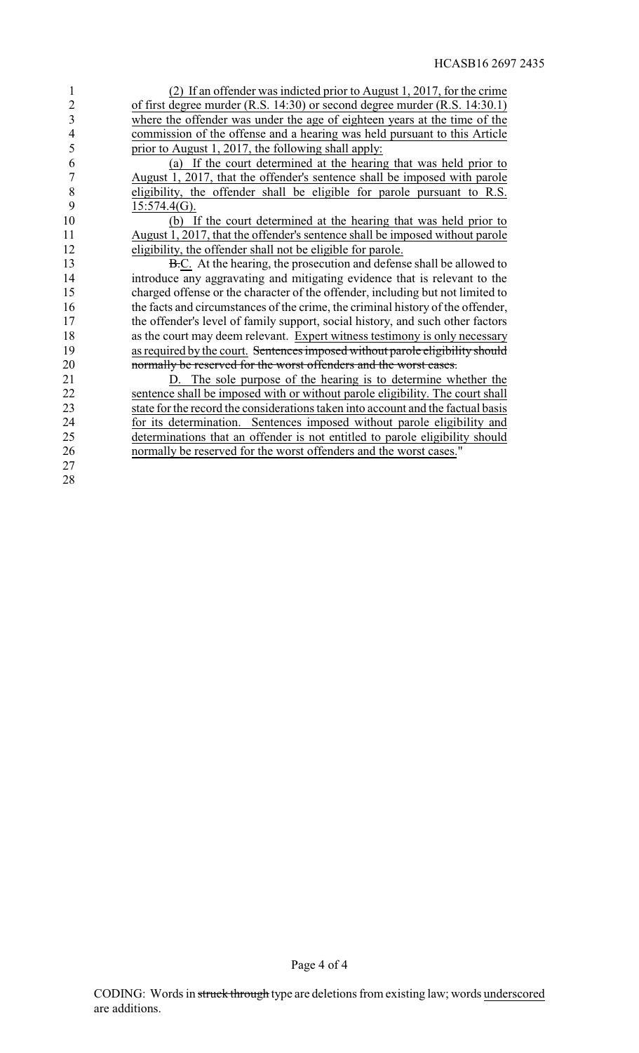(2) If an offender was indicted prior to August 1, 2017, for the crime of first degree murder (R.S. 14:30) or second degree murder (R.S. 14:30.1) where the offender was under the age of eighteen years at the time of the commission of the offense and a hearing was held pursuant to this Article prior to August 1, 2017, the following shall apply:

(a) If the court determined at the hearing that was held prior to August 1, 2017, that the offender's sentence shall be imposed with parole eligibility, the offender shall be eligible for parole pursuant to R.S. 15:574.4(G).

(b) If the court determined at the hearing that was held prior to August 1, 2017, that the offender's sentence shall be imposed without parole eligibility, the offender shall not be eligible for parole.

~~B.~~C. At the hearing, the prosecution and defense shall be allowed to introduce any aggravating and mitigating evidence that is relevant to the charged offense or the character of the offender, including but not limited to the facts and circumstances of the crime, the criminal history of the offender, the offender's level of family support, social history, and such other factors as the court may deem relevant. Expert witness testimony is only necessary as required by the court. ~~Sentences imposed without parole eligibility should normally be reserved for the worst offenders and the worst cases.~~

D. The sole purpose of the hearing is to determine whether the sentence shall be imposed with or without parole eligibility. The court shall state for the record the considerations taken into account and the factual basis for its determination. Sentences imposed without parole eligibility and determinations that an offender is not entitled to parole eligibility should normally be reserved for the worst offenders and the worst cases."

CODING: Words in ~~struck through~~ type are deletions from existing law; words underscored are additions.